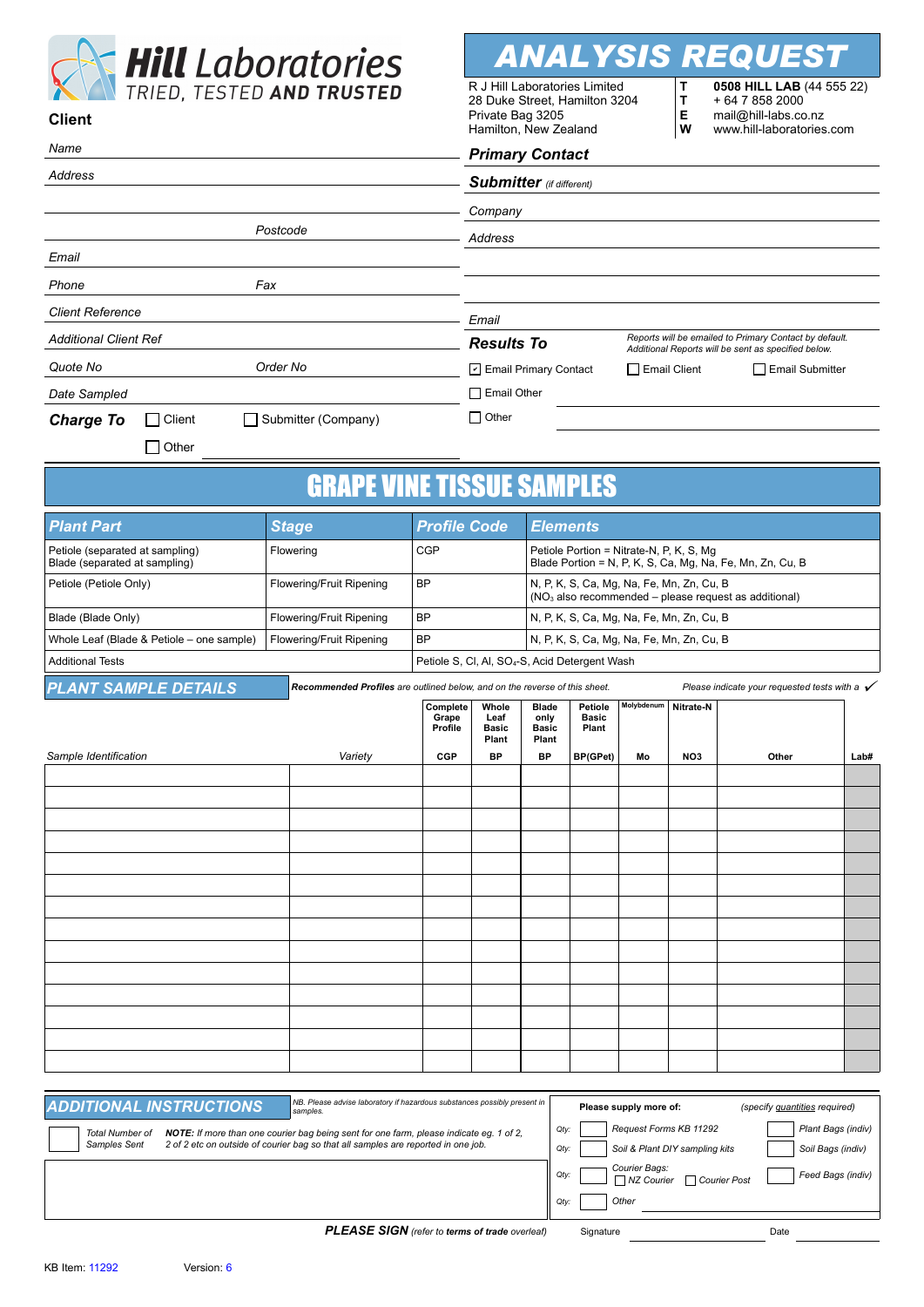**Hill Laboratories**
TRIED, TESTED AND TRUSTED

# ANALYSIS REQUEST

R J Hill Laboratories Limited
28 Duke Street, Hamilton 3204
Private Bag 3205
Hamilton, New Zealand

**T** **0508 HILL LAB** (44 555 22)
**T** + 64 7 858 2000
**E** mail@hill-labs.co.nz
**W** www.hill-laboratories.com

## Client

*Name*

*Address*

*Postcode*

*Email*

*Phone* *Fax*

*Client Reference*

*Additional Client Ref*

*Quote No* *Order No*

*Date Sampled*

**Charge To** ☐ Client ☐ Submitter (Company) ☐ Other

## Primary Contact

**Submitter** *(if different)*

*Company*

*Address*

*Email*

**Results To**

*Reports will be emailed to Primary Contact by default. Additional Reports will be sent as specified below.*

☑ Email Primary Contact ☐ Email Client ☐ Email Submitter

☐ Email Other

☐ Other

# GRAPE VINE TISSUE SAMPLES

| Plant Part | Stage | Profile Code | Elements |
|---|---|---|---|
| Petiole (separated at sampling)<br>Blade (separated at sampling) | Flowering | CGP | Petiole Portion = Nitrate-N, P, K, S, Mg<br>Blade Portion = N, P, K, S, Ca, Mg, Na, Fe, Mn, Zn, Cu, B |
| Petiole (Petiole Only) | Flowering/Fruit Ripening | BP | N, P, K, S, Ca, Mg, Na, Fe, Mn, Zn, Cu, B<br>($NO_3$ also recommended – please request as additional) |
| Blade (Blade Only) | Flowering/Fruit Ripening | BP | N, P, K, S, Ca, Mg, Na, Fe, Mn, Zn, Cu, B |
| Whole Leaf (Blade & Petiole – one sample) | Flowering/Fruit Ripening | BP | N, P, K, S, Ca, Mg, Na, Fe, Mn, Zn, Cu, B |
| Additional Tests | | Petiole S, Cl, Al, $SO_4$-S, Acid Detergent Wash | |

## PLANT SAMPLE DETAILS

***Recommended Profiles** are outlined below, and on the reverse of this sheet.*

*Please indicate your requested tests with a ✓*

| Sample Identification | Variety | Complete Grape Profile<br>CGP | Whole Leaf Basic Plant<br>BP | Blade only Basic Plant<br>BP | Petiole Basic Plant<br>BP(GPet) | Molybdenum<br>Mo | Nitrate-N<br>NO3 | Other | Lab# |
|---|---|---|---|---|---|---|---|---|---|
| | | | | | | | | | |
| | | | | | | | | | |
| | | | | | | | | | |
| | | | | | | | | | |
| | | | | | | | | | |
| | | | | | | | | | |
| | | | | | | | | | |
| | | | | | | | | | |
| | | | | | | | | | |
| | | | | | | | | | |
| | | | | | | | | | |
| | | | | | | | | | |
| | | | | | | | | | |
| | | | | | | | | | |

## ADDITIONAL INSTRUCTIONS

*NB. Please advise laboratory if hazardous substances possibly present in samples.*

*Total Number of Samples Sent*

***NOTE:** If more than one courier bag being sent for one farm, please indicate eg. 1 of 2, 2 of 2 etc on outside of courier bag so that all samples are reported in one job.*

**Please supply more of:** *(specify quantities required)*

*Qty:* ☐ *Request Forms KB 11292* ☐ *Plant Bags (indiv)*

*Qty:* ☐ *Soil & Plant DIY sampling kits* ☐ *Soil Bags (indiv)*

*Qty:* ☐ *Courier Bags:* ☐ *NZ Courier* ☐ *Courier Post* ☐ *Feed Bags (indiv)*

*Qty:* ☐ *Other*

***PLEASE SIGN** (refer to **terms of trade** overleaf)* Signature Date

KB Item: 11292 Version: 6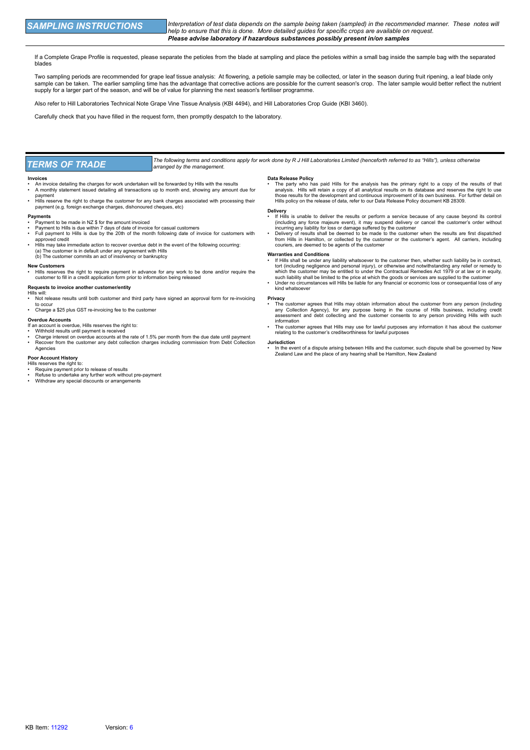## SAMPLING INSTRUCTIONS

*Interpretation of test data depends on the sample being taken (sampled) in the recommended manner. These notes will help to ensure that this is done. More detailed guides for specific crops are available on request.*
***Please advise laboratory if hazardous substances possibly present in/on samples***

If a Complete Grape Profile is requested, please separate the petioles from the blade at sampling and place the petioles within a small bag inside the sample bag with the separated blades

Two sampling periods are recommended for grape leaf tissue analysis: At flowering, a petiole sample may be collected, or later in the season during fruit ripening, a leaf blade only sample can be taken. The earlier sampling time has the advantage that corrective actions are possible for the current season's crop. The later sample would better reflect the nutrient supply for a larger part of the season, and will be of value for planning the next season's fertiliser programme.

Also refer to Hill Laboratories Technical Note Grape Vine Tissue Analysis (KBI 4494), and Hill Laboratories Crop Guide (KBI 3460).

Carefully check that you have filled in the request form, then promptly despatch to the laboratory.

## TERMS OF TRADE

*The following terms and conditions apply for work done by R J Hill Laboratories Limited (henceforth referred to as "Hills"), unless otherwise arranged by the management.*

**Invoices**
- An invoice detailing the charges for work undertaken will be forwarded by Hills with the results
- A monthly statement issued detailing all transactions up to month end, showing any amount due for payment
- Hills reserve the right to charge the customer for any bank charges associated with processing their payment (e.g. foreign exchange charges, dishonoured cheques, etc)

**Payments**
- Payment to be made in NZ $ for the amount invoiced
- Payment to Hills is due within 7 days of date of invoice for casual customers
- Full payment to Hills is due by the 20th of the month following date of invoice for customers with approved credit
- Hills may take immediate action to recover overdue debt in the event of the following occurring:
  (a) The customer is in default under any agreement with Hills
  (b) The customer commits an act of insolvency or bankruptcy

**New Customers**
- Hills reserves the right to require payment in advance for any work to be done and/or require the customer to fill in a credit application form prior to information being released

**Requests to invoice another customer/entity**
Hills will:
- Not release results until both customer and third party have signed an approval form for re-invoicing to occur
- Charge a $25 plus GST re-invoicing fee to the customer

**Overdue Accounts**
If an account is overdue, Hills reserves the right to:
- Withhold results until payment is received
- Charge interest on overdue accounts at the rate of 1.5% per month from the due date until payment
- Recover from the customer any debt collection charges including commission from Debt Collection Agencies

**Poor Account History**
Hills reserves the right to:
- Require payment prior to release of results
- Refuse to undertake any further work without pre-payment
- Withdraw any special discounts or arrangements

**Data Release Policy**
- The party who has paid Hills for the analysis has the primary right to a copy of the results of that analysis. Hills will retain a copy of all analytical results on its database and reserves the right to use those results for the development and continuous improvement of its own business. For further detail on Hills policy on the release of data, refer to our Data Release Policy document KB 28309.

**Delivery**
- If Hills is unable to deliver the results or perform a service because of any cause beyond its control (including any force majeure event), it may suspend delivery or cancel the customer's order without incurring any liability for loss or damage suffered by the customer
- Delivery of results shall be deemed to be made to the customer when the results are first dispatched from Hills in Hamilton, or collected by the customer or the customer's agent. All carriers, including couriers, are deemed to be agents of the customer

**Warranties and Conditions**
- If Hills shall be under any liability whatsoever to the customer then, whether such liability be in contract, tort (including negligence and personal injury), or otherwise and notwithstanding any relief or remedy to which the customer may be entitled to under the Contractual Remedies Act 1979 or at law or in equity, such liability shall be limited to the price at which the goods or services are supplied to the customer
- Under no circumstances will Hills be liable for any financial or economic loss or consequential loss of any kind whatsoever

**Privacy**
- The customer agrees that Hills may obtain information about the customer from any person (including any Collection Agency), for any purpose being in the course of Hills business, including credit assessment and debt collecting and the customer consents to any person providing Hills with such information
- The customer agrees that Hills may use for lawful purposes any information it has about the customer relating to the customer's creditworthiness for lawful purposes

**Jurisdiction**
- In the event of a dispute arising between Hills and the customer, such dispute shall be governed by New Zealand Law and the place of any hearing shall be Hamilton, New Zealand

KB Item: 11292 Version: 6